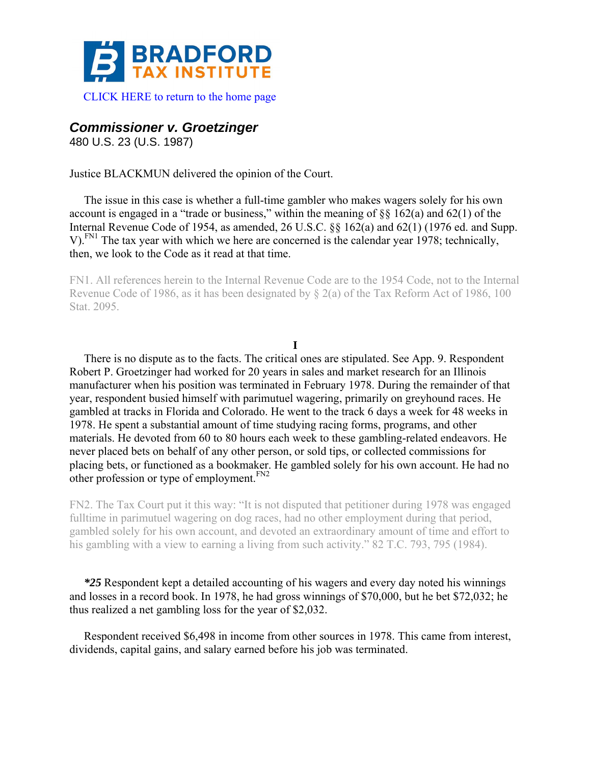BRADFORD TAX INSTITUTE

CLICK HERE to return to the home page

## *Commissioner v. Groetzinger*

480 U.S. 23 (U.S. 1987)

Justice BLACKMUN delivered the opinion of the Court.

The issue in this case is whether a full-time gambler who makes wagers solely for his own account is engaged in a "trade or business," within the meaning of §§ 162(a) and 62(1) of the Internal Revenue Code of 1954, as amended, 26 U.S.C. §§ 162(a) and 62(1) (1976 ed. and Supp. V).[FN1] The tax year with which we here are concerned is the calendar year 1978; technically, then, we look to the Code as it read at that time.

FN1. All references herein to the Internal Revenue Code are to the 1954 Code, not to the Internal Revenue Code of 1986, as it has been designated by § 2(a) of the Tax Reform Act of 1986, 100 Stat. 2095.

### I

There is no dispute as to the facts. The critical ones are stipulated. See App. 9. Respondent Robert P. Groetzinger had worked for 20 years in sales and market research for an Illinois manufacturer when his position was terminated in February 1978. During the remainder of that year, respondent busied himself with parimutuel wagering, primarily on greyhound races. He gambled at tracks in Florida and Colorado. He went to the track 6 days a week for 48 weeks in 1978. He spent a substantial amount of time studying racing forms, programs, and other materials. He devoted from 60 to 80 hours each week to these gambling-related endeavors. He never placed bets on behalf of any other person, or sold tips, or collected commissions for placing bets, or functioned as a bookmaker. He gambled solely for his own account. He had no other profession or type of employment.[FN2]

FN2. The Tax Court put it this way: "It is not disputed that petitioner during 1978 was engaged fulltime in parimutuel wagering on dog races, had no other employment during that period, gambled solely for his own account, and devoted an extraordinary amount of time and effort to his gambling with a view to earning a living from such activity." 82 T.C. 793, 795 (1984).

***25*** Respondent kept a detailed accounting of his wagers and every day noted his winnings and losses in a record book. In 1978, he had gross winnings of $70,000, but he bet $72,032; he thus realized a net gambling loss for the year of $2,032.

Respondent received $6,498 in income from other sources in 1978. This came from interest, dividends, capital gains, and salary earned before his job was terminated.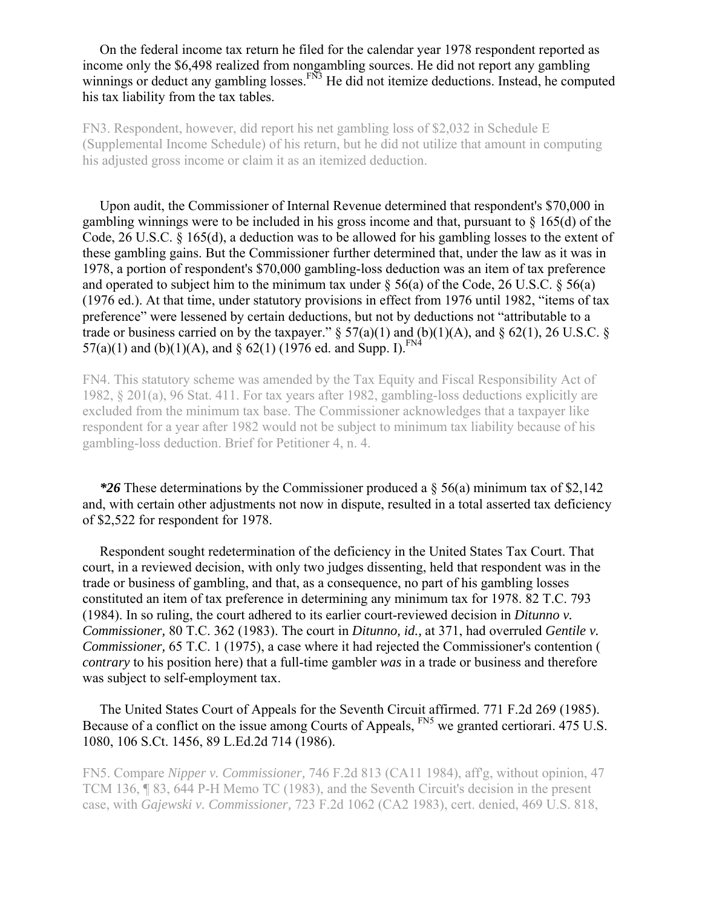On the federal income tax return he filed for the calendar year 1978 respondent reported as income only the $6,498 realized from nongambling sources. He did not report any gambling winnings or deduct any gambling losses.[FN3] He did not itemize deductions. Instead, he computed his tax liability from the tax tables.

FN3. Respondent, however, did report his net gambling loss of $2,032 in Schedule E (Supplemental Income Schedule) of his return, but he did not utilize that amount in computing his adjusted gross income or claim it as an itemized deduction.

Upon audit, the Commissioner of Internal Revenue determined that respondent's $70,000 in gambling winnings were to be included in his gross income and that, pursuant to § 165(d) of the Code, 26 U.S.C. § 165(d), a deduction was to be allowed for his gambling losses to the extent of these gambling gains. But the Commissioner further determined that, under the law as it was in 1978, a portion of respondent's $70,000 gambling-loss deduction was an item of tax preference and operated to subject him to the minimum tax under § 56(a) of the Code, 26 U.S.C. § 56(a) (1976 ed.). At that time, under statutory provisions in effect from 1976 until 1982, "items of tax preference" were lessened by certain deductions, but not by deductions not "attributable to a trade or business carried on by the taxpayer." § 57(a)(1) and (b)(1)(A), and § 62(1), 26 U.S.C. § 57(a)(1) and (b)(1)(A), and § 62(1) (1976 ed. and Supp. I).[FN4]

FN4. This statutory scheme was amended by the Tax Equity and Fiscal Responsibility Act of 1982, § 201(a), 96 Stat. 411. For tax years after 1982, gambling-loss deductions explicitly are excluded from the minimum tax base. The Commissioner acknowledges that a taxpayer like respondent for a year after 1982 would not be subject to minimum tax liability because of his gambling-loss deduction. Brief for Petitioner 4, n. 4.

***26*** These determinations by the Commissioner produced a § 56(a) minimum tax of $2,142 and, with certain other adjustments not now in dispute, resulted in a total asserted tax deficiency of $2,522 for respondent for 1978.

Respondent sought redetermination of the deficiency in the United States Tax Court. That court, in a reviewed decision, with only two judges dissenting, held that respondent was in the trade or business of gambling, and that, as a consequence, no part of his gambling losses constituted an item of tax preference in determining any minimum tax for 1978. 82 T.C. 793 (1984). In so ruling, the court adhered to its earlier court-reviewed decision in *Ditunno v. Commissioner,* 80 T.C. 362 (1983). The court in *Ditunno, id.,* at 371, had overruled *Gentile v. Commissioner,* 65 T.C. 1 (1975), a case where it had rejected the Commissioner's contention ( *contrary* to his position here) that a full-time gambler *was* in a trade or business and therefore was subject to self-employment tax.

The United States Court of Appeals for the Seventh Circuit affirmed. 771 F.2d 269 (1985). Because of a conflict on the issue among Courts of Appeals, [FN5] we granted certiorari. 475 U.S. 1080, 106 S.Ct. 1456, 89 L.Ed.2d 714 (1986).

FN5. Compare *Nipper v. Commissioner,* 746 F.2d 813 (CA11 1984), aff'g, without opinion, 47 TCM 136, ¶ 83, 644 P-H Memo TC (1983), and the Seventh Circuit's decision in the present case, with *Gajewski v. Commissioner,* 723 F.2d 1062 (CA2 1983), cert. denied, 469 U.S. 818,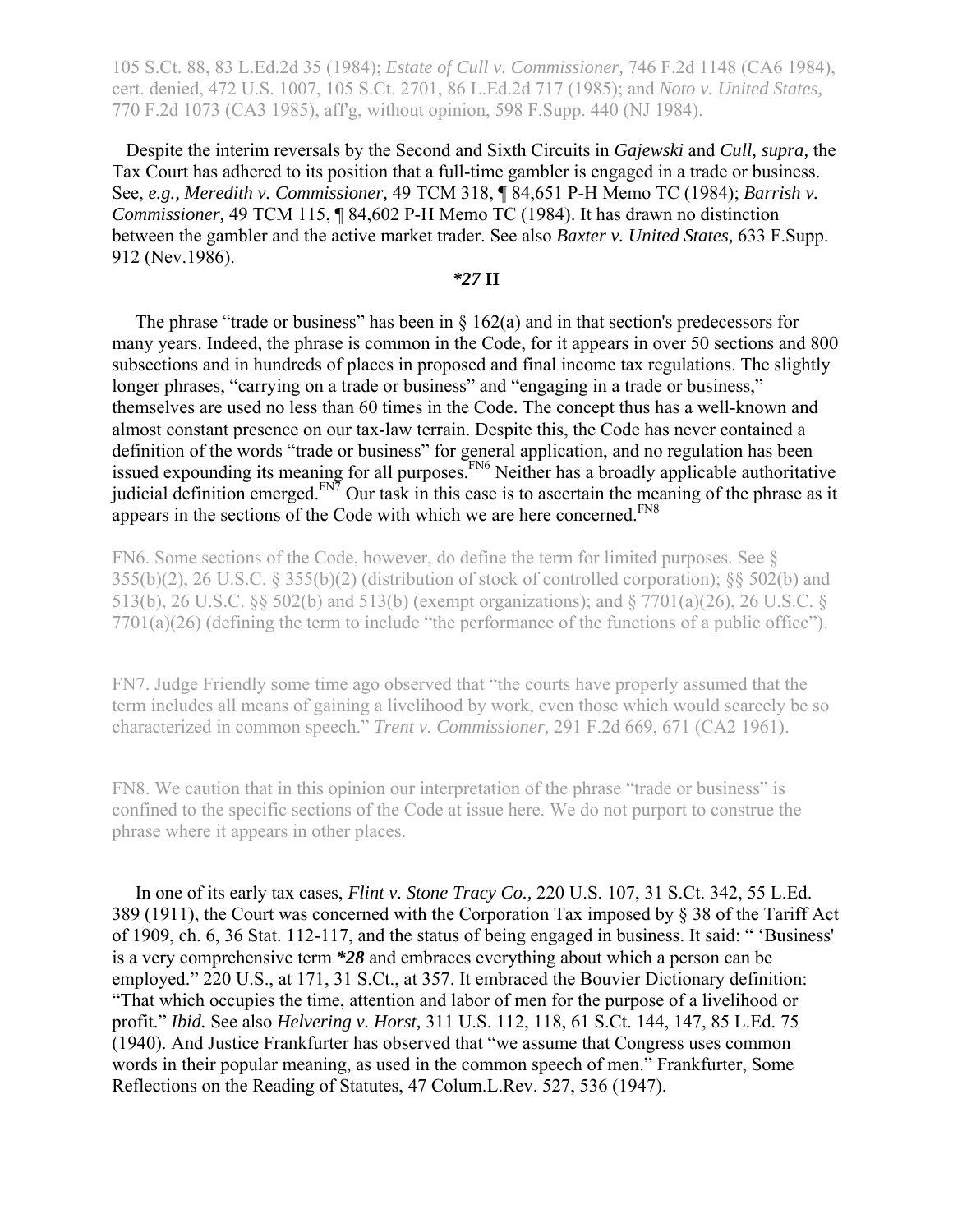105 S.Ct. 88, 83 L.Ed.2d 35 (1984); *Estate of Cull v. Commissioner*, 746 F.2d 1148 (CA6 1984), cert. denied, 472 U.S. 1007, 105 S.Ct. 2701, 86 L.Ed.2d 717 (1985); and *Noto v. United States,* 770 F.2d 1073 (CA3 1985), aff'g, without opinion, 598 F.Supp. 440 (NJ 1984).

Despite the interim reversals by the Second and Sixth Circuits in *Gajewski* and *Cull, supra,* the Tax Court has adhered to its position that a full-time gambler is engaged in a trade or business. See, *e.g., Meredith v. Commissioner,* 49 TCM 318, ¶ 84,651 P-H Memo TC (1984); *Barrish v. Commissioner,* 49 TCM 115, ¶ 84,602 P-H Memo TC (1984). It has drawn no distinction between the gambler and the active market trader. See also *Baxter v. United States,* 633 F.Supp. 912 (Nev.1986).

**\*27 II**

The phrase "trade or business" has been in § 162(a) and in that section's predecessors for many years. Indeed, the phrase is common in the Code, for it appears in over 50 sections and 800 subsections and in hundreds of places in proposed and final income tax regulations. The slightly longer phrases, "carrying on a trade or business" and "engaging in a trade or business," themselves are used no less than 60 times in the Code. The concept thus has a well-known and almost constant presence on our tax-law terrain. Despite this, the Code has never contained a definition of the words "trade or business" for general application, and no regulation has been issued expounding its meaning for all purposes.[FN6] Neither has a broadly applicable authoritative judicial definition emerged.[FN7] Our task in this case is to ascertain the meaning of the phrase as it appears in the sections of the Code with which we are here concerned.[FN8]

FN6. Some sections of the Code, however, do define the term for limited purposes. See § 355(b)(2), 26 U.S.C. § 355(b)(2) (distribution of stock of controlled corporation); §§ 502(b) and 513(b), 26 U.S.C. §§ 502(b) and 513(b) (exempt organizations); and § 7701(a)(26), 26 U.S.C. § 7701(a)(26) (defining the term to include "the performance of the functions of a public office").

FN7. Judge Friendly some time ago observed that "the courts have properly assumed that the term includes all means of gaining a livelihood by work, even those which would scarcely be so characterized in common speech." *Trent v. Commissioner,* 291 F.2d 669, 671 (CA2 1961).

FN8. We caution that in this opinion our interpretation of the phrase "trade or business" is confined to the specific sections of the Code at issue here. We do not purport to construe the phrase where it appears in other places.

In one of its early tax cases, *Flint v. Stone Tracy Co.,* 220 U.S. 107, 31 S.Ct. 342, 55 L.Ed. 389 (1911), the Court was concerned with the Corporation Tax imposed by § 38 of the Tariff Act of 1909, ch. 6, 36 Stat. 112-117, and the status of being engaged in business. It said: " 'Business' is a very comprehensive term ***\*28*** and embraces everything about which a person can be employed." 220 U.S., at 171, 31 S.Ct., at 357. It embraced the Bouvier Dictionary definition: "That which occupies the time, attention and labor of men for the purpose of a livelihood or profit." *Ibid.* See also *Helvering v. Horst,* 311 U.S. 112, 118, 61 S.Ct. 144, 147, 85 L.Ed. 75 (1940). And Justice Frankfurter has observed that "we assume that Congress uses common words in their popular meaning, as used in the common speech of men." Frankfurter, Some Reflections on the Reading of Statutes, 47 Colum.L.Rev. 527, 536 (1947).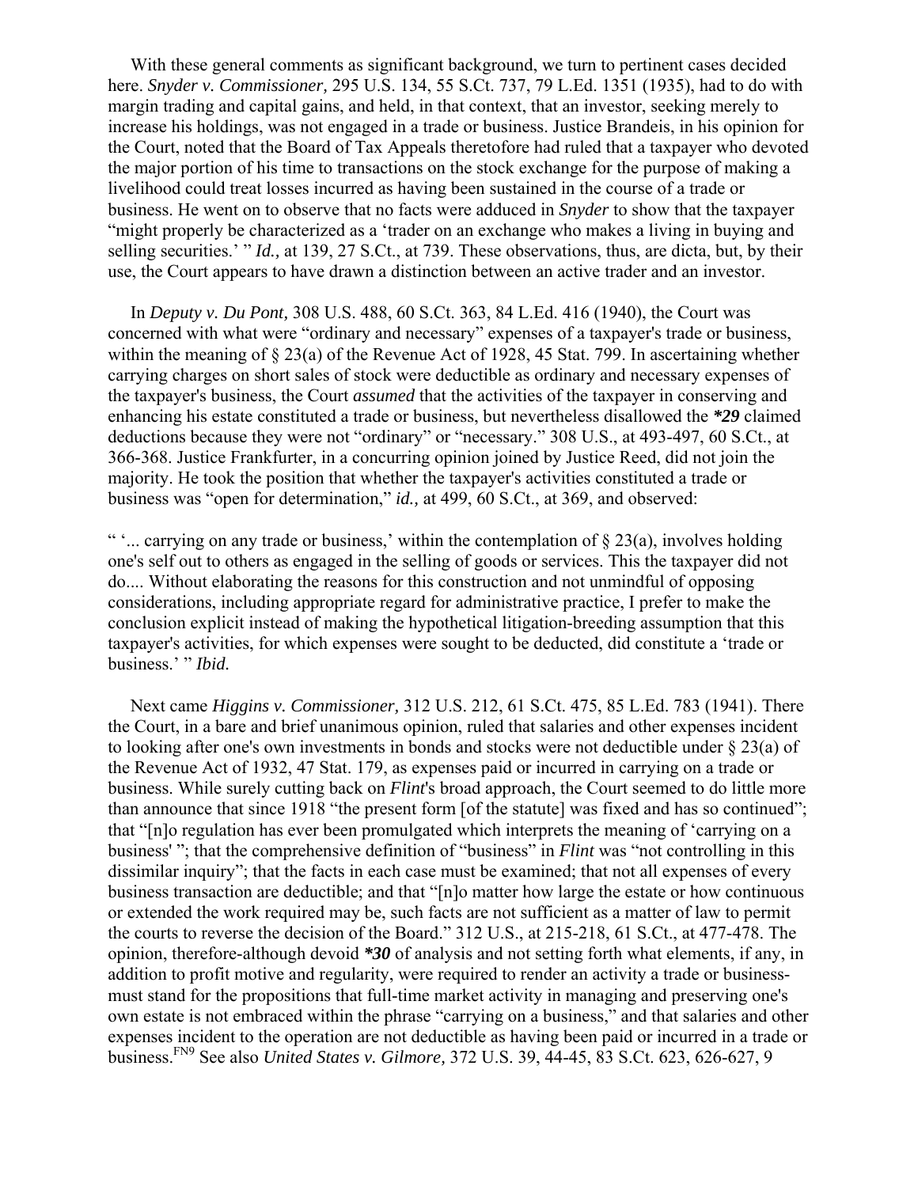With these general comments as significant background, we turn to pertinent cases decided here. *Snyder v. Commissioner,* 295 U.S. 134, 55 S.Ct. 737, 79 L.Ed. 1351 (1935), had to do with margin trading and capital gains, and held, in that context, that an investor, seeking merely to increase his holdings, was not engaged in a trade or business. Justice Brandeis, in his opinion for the Court, noted that the Board of Tax Appeals theretofore had ruled that a taxpayer who devoted the major portion of his time to transactions on the stock exchange for the purpose of making a livelihood could treat losses incurred as having been sustained in the course of a trade or business. He went on to observe that no facts were adduced in *Snyder* to show that the taxpayer "might properly be characterized as a 'trader on an exchange who makes a living in buying and selling securities.' " *Id.,* at 139, 27 S.Ct., at 739. These observations, thus, are dicta, but, by their use, the Court appears to have drawn a distinction between an active trader and an investor.

In *Deputy v. Du Pont,* 308 U.S. 488, 60 S.Ct. 363, 84 L.Ed. 416 (1940), the Court was concerned with what were "ordinary and necessary" expenses of a taxpayer's trade or business, within the meaning of § 23(a) of the Revenue Act of 1928, 45 Stat. 799. In ascertaining whether carrying charges on short sales of stock were deductible as ordinary and necessary expenses of the taxpayer's business, the Court *assumed* that the activities of the taxpayer in conserving and enhancing his estate constituted a trade or business, but nevertheless disallowed the ***\*29*** claimed deductions because they were not "ordinary" or "necessary." 308 U.S., at 493-497, 60 S.Ct., at 366-368. Justice Frankfurter, in a concurring opinion joined by Justice Reed, did not join the majority. He took the position that whether the taxpayer's activities constituted a trade or business was "open for determination," *id.,* at 499, 60 S.Ct., at 369, and observed:

" '... carrying on any trade or business,' within the contemplation of § 23(a), involves holding one's self out to others as engaged in the selling of goods or services. This the taxpayer did not do.... Without elaborating the reasons for this construction and not unmindful of opposing considerations, including appropriate regard for administrative practice, I prefer to make the conclusion explicit instead of making the hypothetical litigation-breeding assumption that this taxpayer's activities, for which expenses were sought to be deducted, did constitute a 'trade or business.' " *Ibid.*

Next came *Higgins v. Commissioner,* 312 U.S. 212, 61 S.Ct. 475, 85 L.Ed. 783 (1941). There the Court, in a bare and brief unanimous opinion, ruled that salaries and other expenses incident to looking after one's own investments in bonds and stocks were not deductible under § 23(a) of the Revenue Act of 1932, 47 Stat. 179, as expenses paid or incurred in carrying on a trade or business. While surely cutting back on *Flint*'s broad approach, the Court seemed to do little more than announce that since 1918 "the present form [of the statute] was fixed and has so continued"; that "[n]o regulation has ever been promulgated which interprets the meaning of 'carrying on a business' "; that the comprehensive definition of "business" in *Flint* was "not controlling in this dissimilar inquiry"; that the facts in each case must be examined; that not all expenses of every business transaction are deductible; and that "[n]o matter how large the estate or how continuous or extended the work required may be, such facts are not sufficient as a matter of law to permit the courts to reverse the decision of the Board." 312 U.S., at 215-218, 61 S.Ct., at 477-478. The opinion, therefore-although devoid ***\*30*** of analysis and not setting forth what elements, if any, in addition to profit motive and regularity, were required to render an activity a trade or business-must stand for the propositions that full-time market activity in managing and preserving one's own estate is not embraced within the phrase "carrying on a business," and that salaries and other expenses incident to the operation are not deductible as having been paid or incurred in a trade or business.[FN9] See also *United States v. Gilmore,* 372 U.S. 39, 44-45, 83 S.Ct. 623, 626-627, 9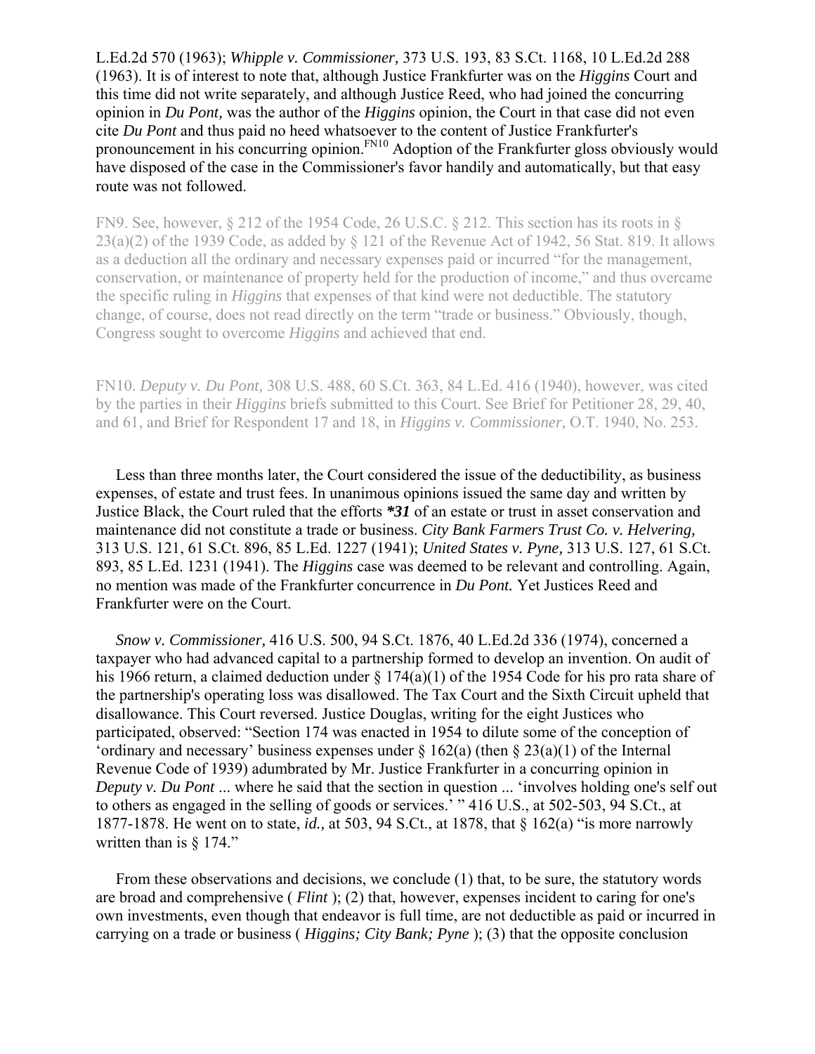L.Ed.2d 570 (1963); *Whipple v. Commissioner,* 373 U.S. 193, 83 S.Ct. 1168, 10 L.Ed.2d 288 (1963). It is of interest to note that, although Justice Frankfurter was on the *Higgins* Court and this time did not write separately, and although Justice Reed, who had joined the concurring opinion in *Du Pont,* was the author of the *Higgins* opinion, the Court in that case did not even cite *Du Pont* and thus paid no heed whatsoever to the content of Justice Frankfurter's pronouncement in his concurring opinion.[FN10] Adoption of the Frankfurter gloss obviously would have disposed of the case in the Commissioner's favor handily and automatically, but that easy route was not followed.

FN9. See, however, § 212 of the 1954 Code, 26 U.S.C. § 212. This section has its roots in § 23(a)(2) of the 1939 Code, as added by § 121 of the Revenue Act of 1942, 56 Stat. 819. It allows as a deduction all the ordinary and necessary expenses paid or incurred "for the management, conservation, or maintenance of property held for the production of income," and thus overcame the specific ruling in *Higgins* that expenses of that kind were not deductible. The statutory change, of course, does not read directly on the term "trade or business." Obviously, though, Congress sought to overcome *Higgins* and achieved that end.

FN10. *Deputy v. Du Pont,* 308 U.S. 488, 60 S.Ct. 363, 84 L.Ed. 416 (1940), however, was cited by the parties in their *Higgins* briefs submitted to this Court. See Brief for Petitioner 28, 29, 40, and 61, and Brief for Respondent 17 and 18, in *Higgins v. Commissioner,* O.T. 1940, No. 253.

Less than three months later, the Court considered the issue of the deductibility, as business expenses, of estate and trust fees. In unanimous opinions issued the same day and written by Justice Black, the Court ruled that the efforts ***\*31*** of an estate or trust in asset conservation and maintenance did not constitute a trade or business. *City Bank Farmers Trust Co. v. Helvering,* 313 U.S. 121, 61 S.Ct. 896, 85 L.Ed. 1227 (1941); *United States v. Pyne,* 313 U.S. 127, 61 S.Ct. 893, 85 L.Ed. 1231 (1941). The *Higgins* case was deemed to be relevant and controlling. Again, no mention was made of the Frankfurter concurrence in *Du Pont.* Yet Justices Reed and Frankfurter were on the Court.

*Snow v. Commissioner,* 416 U.S. 500, 94 S.Ct. 1876, 40 L.Ed.2d 336 (1974), concerned a taxpayer who had advanced capital to a partnership formed to develop an invention. On audit of his 1966 return, a claimed deduction under § 174(a)(1) of the 1954 Code for his pro rata share of the partnership's operating loss was disallowed. The Tax Court and the Sixth Circuit upheld that disallowance. This Court reversed. Justice Douglas, writing for the eight Justices who participated, observed: "Section 174 was enacted in 1954 to dilute some of the conception of 'ordinary and necessary' business expenses under § 162(a) (then § 23(a)(1) of the Internal Revenue Code of 1939) adumbrated by Mr. Justice Frankfurter in a concurring opinion in *Deputy v. Du Pont* ... where he said that the section in question ... 'involves holding one's self out to others as engaged in the selling of goods or services.' " 416 U.S., at 502-503, 94 S.Ct., at 1877-1878. He went on to state, *id.,* at 503, 94 S.Ct., at 1878, that § 162(a) "is more narrowly written than is § 174."

From these observations and decisions, we conclude (1) that, to be sure, the statutory words are broad and comprehensive ( *Flint* ); (2) that, however, expenses incident to caring for one's own investments, even though that endeavor is full time, are not deductible as paid or incurred in carrying on a trade or business ( *Higgins; City Bank; Pyne* ); (3) that the opposite conclusion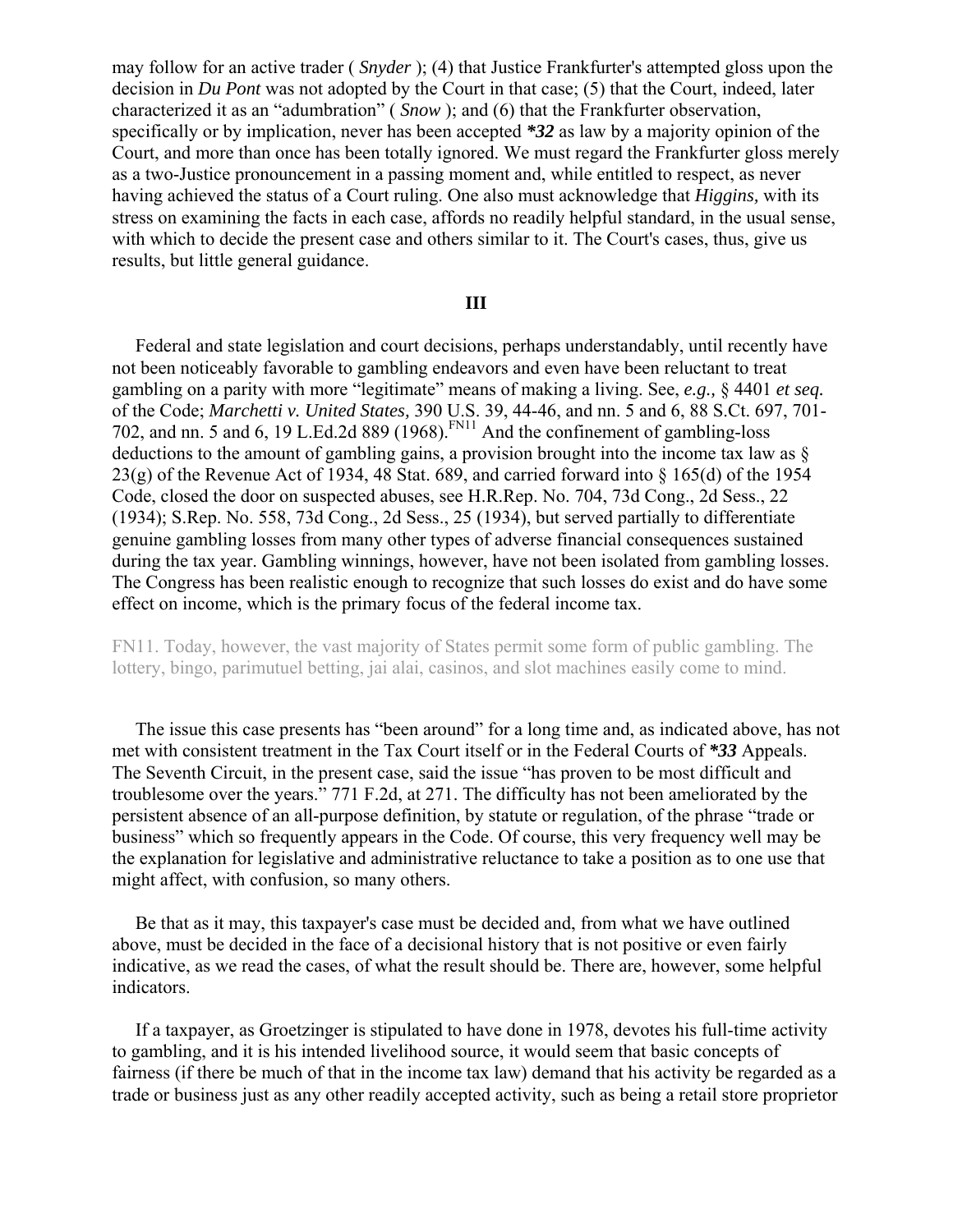may follow for an active trader ( *Snyder* ); (4) that Justice Frankfurter's attempted gloss upon the decision in *Du Pont* was not adopted by the Court in that case; (5) that the Court, indeed, later characterized it as an "adumbration" ( *Snow* ); and (6) that the Frankfurter observation, specifically or by implication, never has been accepted ***32** as law by a majority opinion of the Court, and more than once has been totally ignored. We must regard the Frankfurter gloss merely as a two-Justice pronouncement in a passing moment and, while entitled to respect, as never having achieved the status of a Court ruling. One also must acknowledge that *Higgins,* with its stress on examining the facts in each case, affords no readily helpful standard, in the usual sense, with which to decide the present case and others similar to it. The Court's cases, thus, give us results, but little general guidance.

**III**

Federal and state legislation and court decisions, perhaps understandably, until recently have not been noticeably favorable to gambling endeavors and even have been reluctant to treat gambling on a parity with more "legitimate" means of making a living. See, *e.g.,* § 4401 *et seq.* of the Code; *Marchetti v. United States,* 390 U.S. 39, 44-46, and nn. 5 and 6, 88 S.Ct. 697, 701-702, and nn. 5 and 6, 19 L.Ed.2d 889 (1968).[FN11] And the confinement of gambling-loss deductions to the amount of gambling gains, a provision brought into the income tax law as § 23(g) of the Revenue Act of 1934, 48 Stat. 689, and carried forward into § 165(d) of the 1954 Code, closed the door on suspected abuses, see H.R.Rep. No. 704, 73d Cong., 2d Sess., 22 (1934); S.Rep. No. 558, 73d Cong., 2d Sess., 25 (1934), but served partially to differentiate genuine gambling losses from many other types of adverse financial consequences sustained during the tax year. Gambling winnings, however, have not been isolated from gambling losses. The Congress has been realistic enough to recognize that such losses do exist and do have some effect on income, which is the primary focus of the federal income tax.

FN11. Today, however, the vast majority of States permit some form of public gambling. The lottery, bingo, parimutuel betting, jai alai, casinos, and slot machines easily come to mind.

The issue this case presents has "been around" for a long time and, as indicated above, has not met with consistent treatment in the Tax Court itself or in the Federal Courts of ***33** Appeals. The Seventh Circuit, in the present case, said the issue "has proven to be most difficult and troublesome over the years." 771 F.2d, at 271. The difficulty has not been ameliorated by the persistent absence of an all-purpose definition, by statute or regulation, of the phrase "trade or business" which so frequently appears in the Code. Of course, this very frequency well may be the explanation for legislative and administrative reluctance to take a position as to one use that might affect, with confusion, so many others.

Be that as it may, this taxpayer's case must be decided and, from what we have outlined above, must be decided in the face of a decisional history that is not positive or even fairly indicative, as we read the cases, of what the result should be. There are, however, some helpful indicators.

If a taxpayer, as Groetzinger is stipulated to have done in 1978, devotes his full-time activity to gambling, and it is his intended livelihood source, it would seem that basic concepts of fairness (if there be much of that in the income tax law) demand that his activity be regarded as a trade or business just as any other readily accepted activity, such as being a retail store proprietor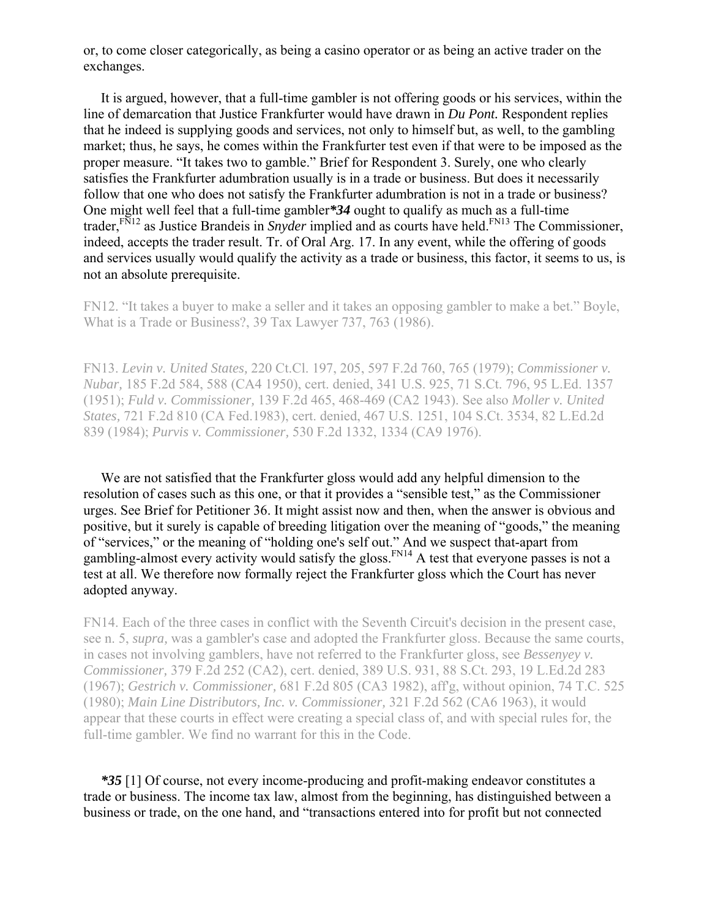or, to come closer categorically, as being a casino operator or as being an active trader on the exchanges.

It is argued, however, that a full-time gambler is not offering goods or his services, within the line of demarcation that Justice Frankfurter would have drawn in *Du Pont.* Respondent replies that he indeed is supplying goods and services, not only to himself but, as well, to the gambling market; thus, he says, he comes within the Frankfurter test even if that were to be imposed as the proper measure. "It takes two to gamble." Brief for Respondent 3. Surely, one who clearly satisfies the Frankfurter adumbration usually is in a trade or business. But does it necessarily follow that one who does not satisfy the Frankfurter adumbration is not in a trade or business? One might well feel that a full-time gambler ***34** ought to qualify as much as a full-time trader,[FN12] as Justice Brandeis in *Snyder* implied and as courts have held.[FN13] The Commissioner, indeed, accepts the trader result. Tr. of Oral Arg. 17. In any event, while the offering of goods and services usually would qualify the activity as a trade or business, this factor, it seems to us, is not an absolute prerequisite.

FN12. "It takes a buyer to make a seller and it takes an opposing gambler to make a bet." Boyle, What is a Trade or Business?, 39 Tax Lawyer 737, 763 (1986).

FN13. *Levin v. United States,* 220 Ct.Cl. 197, 205, 597 F.2d 760, 765 (1979); *Commissioner v. Nubar,* 185 F.2d 584, 588 (CA4 1950), cert. denied, 341 U.S. 925, 71 S.Ct. 796, 95 L.Ed. 1357 (1951); *Fuld v. Commissioner,* 139 F.2d 465, 468-469 (CA2 1943). See also *Moller v. United States,* 721 F.2d 810 (CA Fed.1983), cert. denied, 467 U.S. 1251, 104 S.Ct. 3534, 82 L.Ed.2d 839 (1984); *Purvis v. Commissioner,* 530 F.2d 1332, 1334 (CA9 1976).

We are not satisfied that the Frankfurter gloss would add any helpful dimension to the resolution of cases such as this one, or that it provides a "sensible test," as the Commissioner urges. See Brief for Petitioner 36. It might assist now and then, when the answer is obvious and positive, but it surely is capable of breeding litigation over the meaning of "goods," the meaning of "services," or the meaning of "holding one's self out." And we suspect that-apart from gambling-almost every activity would satisfy the gloss.[FN14] A test that everyone passes is not a test at all. We therefore now formally reject the Frankfurter gloss which the Court has never adopted anyway.

FN14. Each of the three cases in conflict with the Seventh Circuit's decision in the present case, see n. 5, *supra,* was a gambler's case and adopted the Frankfurter gloss. Because the same courts, in cases not involving gamblers, have not referred to the Frankfurter gloss, see *Bessenyey v. Commissioner,* 379 F.2d 252 (CA2), cert. denied, 389 U.S. 931, 88 S.Ct. 293, 19 L.Ed.2d 283 (1967); *Gestrich v. Commissioner,* 681 F.2d 805 (CA3 1982), aff'g, without opinion, 74 T.C. 525 (1980); *Main Line Distributors, Inc. v. Commissioner,* 321 F.2d 562 (CA6 1963), it would appear that these courts in effect were creating a special class of, and with special rules for, the full-time gambler. We find no warrant for this in the Code.

***35** [1] Of course, not every income-producing and profit-making endeavor constitutes a trade or business. The income tax law, almost from the beginning, has distinguished between a business or trade, on the one hand, and "transactions entered into for profit but not connected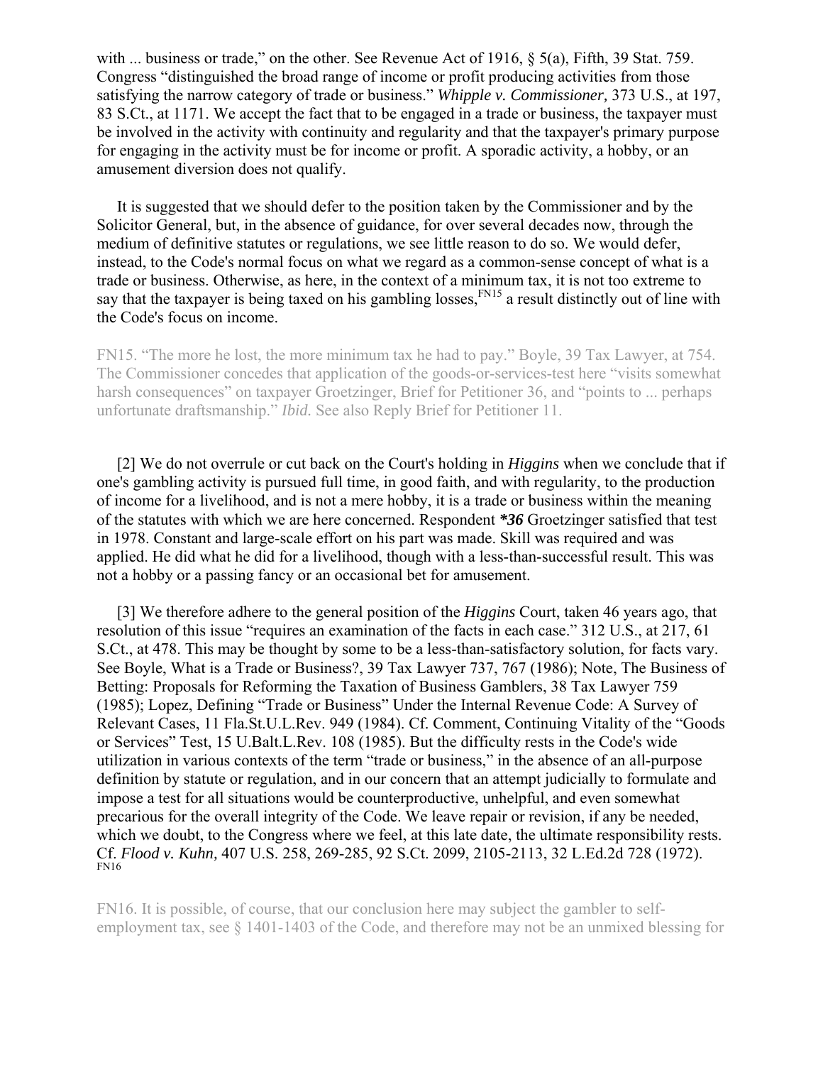with ... business or trade," on the other. See Revenue Act of 1916, § 5(a), Fifth, 39 Stat. 759. Congress "distinguished the broad range of income or profit producing activities from those satisfying the narrow category of trade or business." *Whipple v. Commissioner,* 373 U.S., at 197, 83 S.Ct., at 1171. We accept the fact that to be engaged in a trade or business, the taxpayer must be involved in the activity with continuity and regularity and that the taxpayer's primary purpose for engaging in the activity must be for income or profit. A sporadic activity, a hobby, or an amusement diversion does not qualify.

It is suggested that we should defer to the position taken by the Commissioner and by the Solicitor General, but, in the absence of guidance, for over several decades now, through the medium of definitive statutes or regulations, we see little reason to do so. We would defer, instead, to the Code's normal focus on what we regard as a common-sense concept of what is a trade or business. Otherwise, as here, in the context of a minimum tax, it is not too extreme to say that the taxpayer is being taxed on his gambling losses,[FN15] a result distinctly out of line with the Code's focus on income.

FN15. "The more he lost, the more minimum tax he had to pay." Boyle, 39 Tax Lawyer, at 754. The Commissioner concedes that application of the goods-or-services-test here "visits somewhat harsh consequences" on taxpayer Groetzinger, Brief for Petitioner 36, and "points to ... perhaps unfortunate draftsmanship." *Ibid.* See also Reply Brief for Petitioner 11.

[2] We do not overrule or cut back on the Court's holding in *Higgins* when we conclude that if one's gambling activity is pursued full time, in good faith, and with regularity, to the production of income for a livelihood, and is not a mere hobby, it is a trade or business within the meaning of the statutes with which we are here concerned. Respondent ***36** Groetzinger satisfied that test in 1978. Constant and large-scale effort on his part was made. Skill was required and was applied. He did what he did for a livelihood, though with a less-than-successful result. This was not a hobby or a passing fancy or an occasional bet for amusement.

[3] We therefore adhere to the general position of the *Higgins* Court, taken 46 years ago, that resolution of this issue "requires an examination of the facts in each case." 312 U.S., at 217, 61 S.Ct., at 478. This may be thought by some to be a less-than-satisfactory solution, for facts vary. See Boyle, What is a Trade or Business?, 39 Tax Lawyer 737, 767 (1986); Note, The Business of Betting: Proposals for Reforming the Taxation of Business Gamblers, 38 Tax Lawyer 759 (1985); Lopez, Defining "Trade or Business" Under the Internal Revenue Code: A Survey of Relevant Cases, 11 Fla.St.U.L.Rev. 949 (1984). Cf. Comment, Continuing Vitality of the "Goods or Services" Test, 15 U.Balt.L.Rev. 108 (1985). But the difficulty rests in the Code's wide utilization in various contexts of the term "trade or business," in the absence of an all-purpose definition by statute or regulation, and in our concern that an attempt judicially to formulate and impose a test for all situations would be counterproductive, unhelpful, and even somewhat precarious for the overall integrity of the Code. We leave repair or revision, if any be needed, which we doubt, to the Congress where we feel, at this late date, the ultimate responsibility rests. Cf. *Flood v. Kuhn,* 407 U.S. 258, 269-285, 92 S.Ct. 2099, 2105-2113, 32 L.Ed.2d 728 (1972).[FN16]

FN16. It is possible, of course, that our conclusion here may subject the gambler to self-employment tax, see § 1401-1403 of the Code, and therefore may not be an unmixed blessing for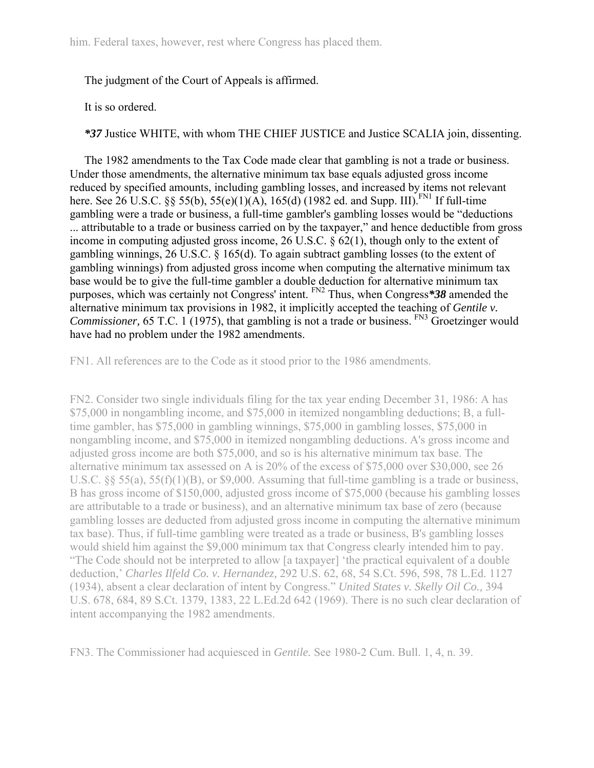him. Federal taxes, however, rest where Congress has placed them.

The judgment of the Court of Appeals is affirmed.

It is so ordered.

***37** Justice WHITE, with whom THE CHIEF JUSTICE and Justice SCALIA join, dissenting.

The 1982 amendments to the Tax Code made clear that gambling is not a trade or business. Under those amendments, the alternative minimum tax base equals adjusted gross income reduced by specified amounts, including gambling losses, and increased by items not relevant here. See 26 U.S.C. §§ 55(b), 55(e)(1)(A), 165(d) (1982 ed. and Supp. III).[FN1] If full-time gambling were a trade or business, a full-time gambler's gambling losses would be "deductions ... attributable to a trade or business carried on by the taxpayer," and hence deductible from gross income in computing adjusted gross income, 26 U.S.C. § 62(1), though only to the extent of gambling winnings, 26 U.S.C. § 165(d). To again subtract gambling losses (to the extent of gambling winnings) from adjusted gross income when computing the alternative minimum tax base would be to give the full-time gambler a double deduction for alternative minimum tax purposes, which was certainly not Congress' intent. [FN2] Thus, when Congress***38** amended the alternative minimum tax provisions in 1982, it implicitly accepted the teaching of *Gentile v. Commissioner,* 65 T.C. 1 (1975), that gambling is not a trade or business. [FN3] Groetzinger would have had no problem under the 1982 amendments.

FN1. All references are to the Code as it stood prior to the 1986 amendments.

FN2. Consider two single individuals filing for the tax year ending December 31, 1986: A has $75,000 in nongambling income, and $75,000 in itemized nongambling deductions; B, a full-time gambler, has $75,000 in gambling winnings, $75,000 in gambling losses, $75,000 in nongambling income, and $75,000 in itemized nongambling deductions. A's gross income and adjusted gross income are both $75,000, and so is his alternative minimum tax base. The alternative minimum tax assessed on A is 20% of the excess of $75,000 over $30,000, see 26 U.S.C. §§ 55(a), 55(f)(1)(B), or $9,000. Assuming that full-time gambling is a trade or business, B has gross income of $150,000, adjusted gross income of $75,000 (because his gambling losses are attributable to a trade or business), and an alternative minimum tax base of zero (because gambling losses are deducted from adjusted gross income in computing the alternative minimum tax base). Thus, if full-time gambling were treated as a trade or business, B's gambling losses would shield him against the $9,000 minimum tax that Congress clearly intended him to pay. "The Code should not be interpreted to allow [a taxpayer] 'the practical equivalent of a double deduction,' *Charles Ilfeld Co. v. Hernandez,* 292 U.S. 62, 68, 54 S.Ct. 596, 598, 78 L.Ed. 1127 (1934), absent a clear declaration of intent by Congress." *United States v. Skelly Oil Co.,* 394 U.S. 678, 684, 89 S.Ct. 1379, 1383, 22 L.Ed.2d 642 (1969). There is no such clear declaration of intent accompanying the 1982 amendments.

FN3. The Commissioner had acquiesced in *Gentile.* See 1980-2 Cum. Bull. 1, 4, n. 39.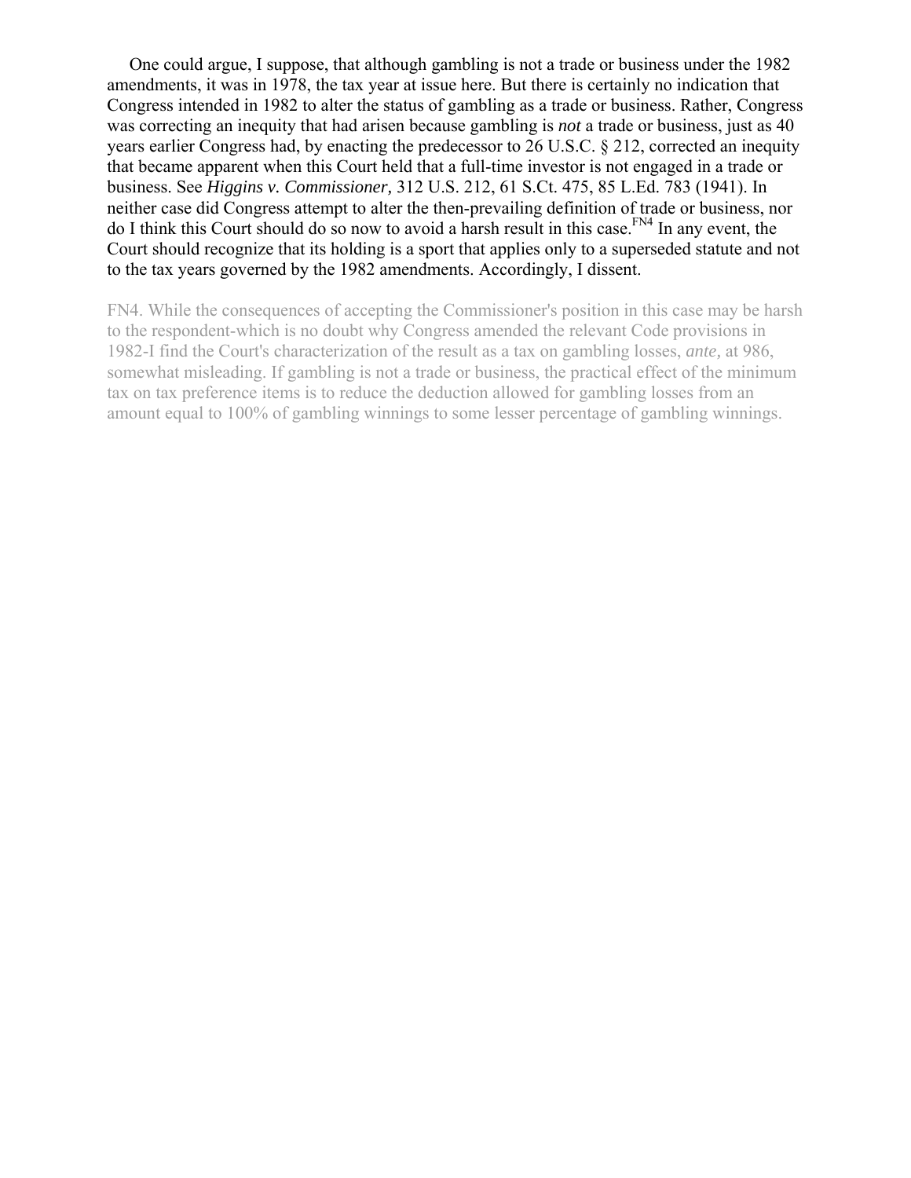One could argue, I suppose, that although gambling is not a trade or business under the 1982 amendments, it was in 1978, the tax year at issue here. But there is certainly no indication that Congress intended in 1982 to alter the status of gambling as a trade or business. Rather, Congress was correcting an inequity that had arisen because gambling is *not* a trade or business, just as 40 years earlier Congress had, by enacting the predecessor to 26 U.S.C. § 212, corrected an inequity that became apparent when this Court held that a full-time investor is not engaged in a trade or business. See *Higgins v. Commissioner,* 312 U.S. 212, 61 S.Ct. 475, 85 L.Ed. 783 (1941). In neither case did Congress attempt to alter the then-prevailing definition of trade or business, nor do I think this Court should do so now to avoid a harsh result in this case.[FN4] In any event, the Court should recognize that its holding is a sport that applies only to a superseded statute and not to the tax years governed by the 1982 amendments. Accordingly, I dissent.

FN4. While the consequences of accepting the Commissioner's position in this case may be harsh to the respondent-which is no doubt why Congress amended the relevant Code provisions in 1982-I find the Court's characterization of the result as a tax on gambling losses, *ante*, at 986, somewhat misleading. If gambling is not a trade or business, the practical effect of the minimum tax on tax preference items is to reduce the deduction allowed for gambling losses from an amount equal to 100% of gambling winnings to some lesser percentage of gambling winnings.